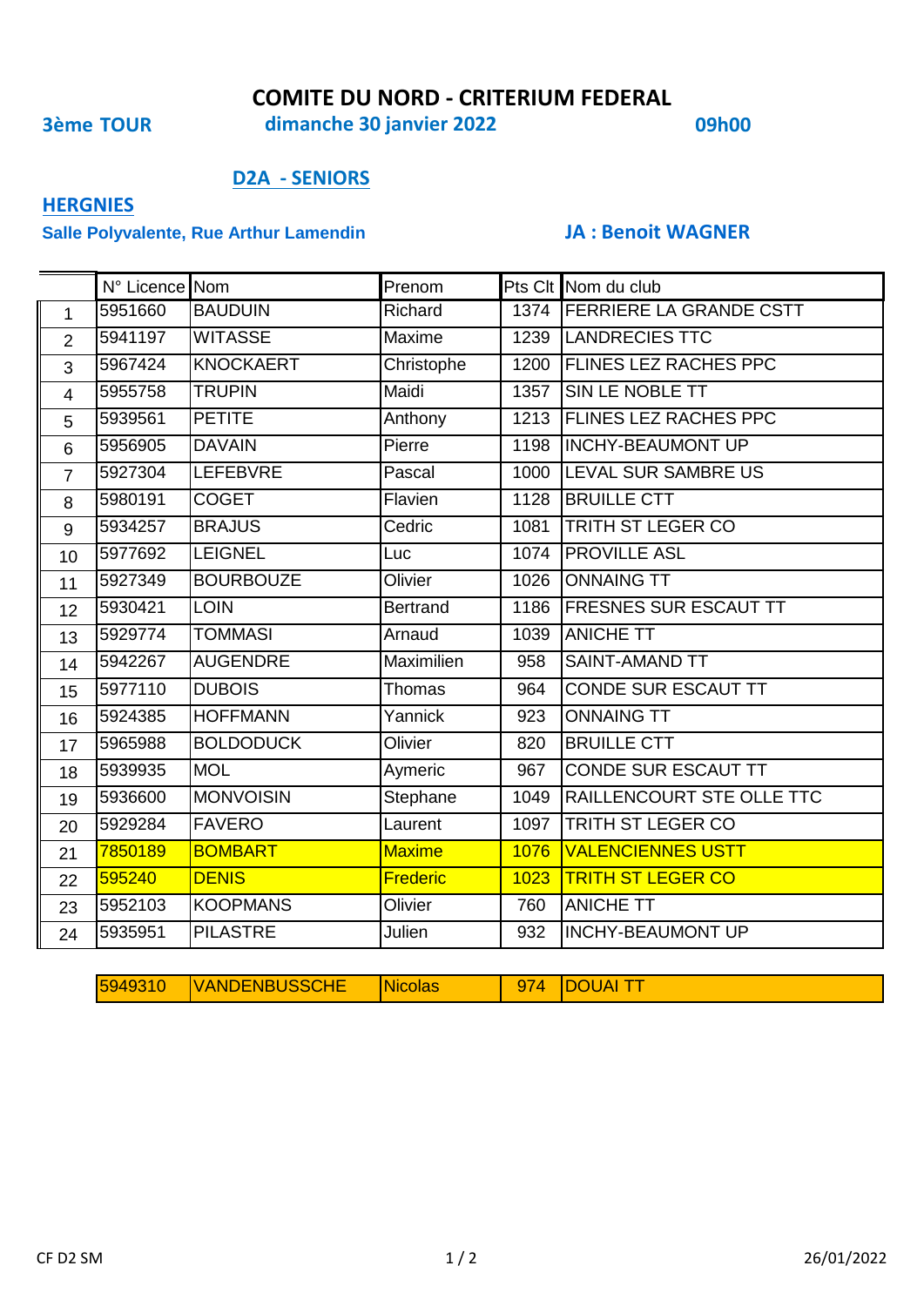# COMITE DU NORD - CRITERIUM FEDERAL

**3ème TOUR** **dimanche 30 janvier 2022** **09h00**

## D2A - SENIORS

**HERGNIES**

**Salle Polyvalente, Rue Arthur Lamendin** **JA : Benoit WAGNER**

| | N° Licence | Nom | Prenom | Pts Clt | Nom du club |
|---|---|---|---|---|---|
| 1 | 5951660 | BAUDUIN | Richard | 1374 | FERRIERE LA GRANDE CSTT |
| 2 | 5941197 | WITASSE | Maxime | 1239 | LANDRECIES TTC |
| 3 | 5967424 | KNOCKAERT | Christophe | 1200 | FLINES LEZ RACHES PPC |
| 4 | 5955758 | TRUPIN | Maidi | 1357 | SIN LE NOBLE TT |
| 5 | 5939561 | PETITE | Anthony | 1213 | FLINES LEZ RACHES PPC |
| 6 | 5956905 | DAVAIN | Pierre | 1198 | INCHY-BEAUMONT UP |
| 7 | 5927304 | LEFEBVRE | Pascal | 1000 | LEVAL SUR SAMBRE US |
| 8 | 5980191 | COGET | Flavien | 1128 | BRUILLE CTT |
| 9 | 5934257 | BRAJUS | Cedric | 1081 | TRITH ST LEGER CO |
| 10 | 5977692 | LEIGNEL | Luc | 1074 | PROVILLE ASL |
| 11 | 5927349 | BOURBOUZE | Olivier | 1026 | ONNAING TT |
| 12 | 5930421 | LOIN | Bertrand | 1186 | FRESNES SUR ESCAUT TT |
| 13 | 5929774 | TOMMASI | Arnaud | 1039 | ANICHE TT |
| 14 | 5942267 | AUGENDRE | Maximilien | 958 | SAINT-AMAND TT |
| 15 | 5977110 | DUBOIS | Thomas | 964 | CONDE SUR ESCAUT TT |
| 16 | 5924385 | HOFFMANN | Yannick | 923 | ONNAING TT |
| 17 | 5965988 | BOLDODUCK | Olivier | 820 | BRUILLE CTT |
| 18 | 5939935 | MOL | Aymeric | 967 | CONDE SUR ESCAUT TT |
| 19 | 5936600 | MONVOISIN | Stephane | 1049 | RAILLENCOURT STE OLLE TTC |
| 20 | 5929284 | FAVERO | Laurent | 1097 | TRITH ST LEGER CO |
| 21 | 7850189 | BOMBART | Maxime | 1076 | VALENCIENNES USTT |
| 22 | 595240 | DENIS | Frederic | 1023 | TRITH ST LEGER CO |
| 23 | 5952103 | KOOPMANS | Olivier | 760 | ANICHE TT |
| 24 | 5935951 | PILASTRE | Julien | 932 | INCHY-BEAUMONT UP |
| | 5949310 | VANDENBUSSCHE | Nicolas | 974 | DOUAI TT |

CF D2 SM 26/01/2022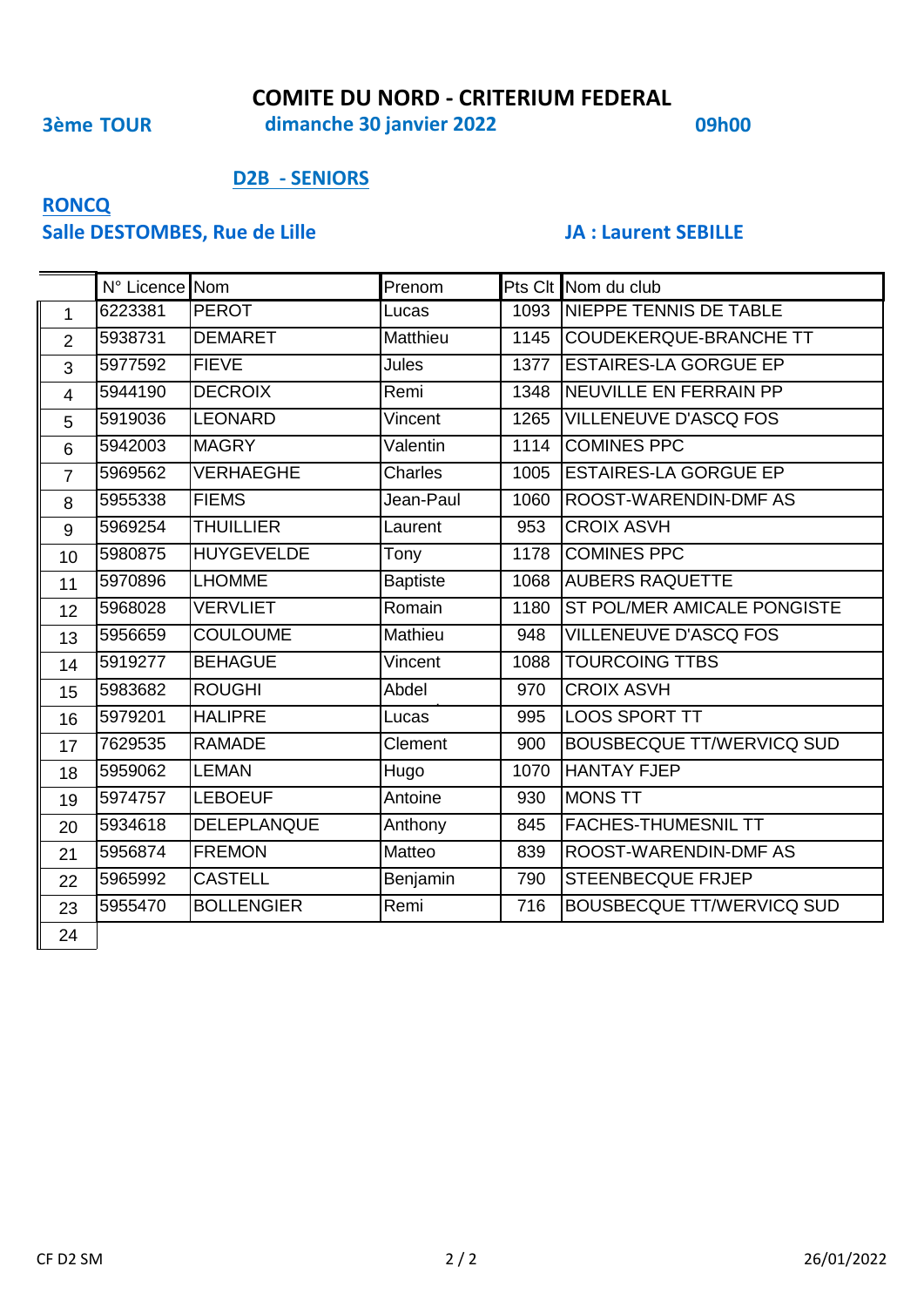# COMITE DU NORD - CRITERIUM FEDERAL

**3ème TOUR** **dimanche 30 janvier 2022** **09h00**

## D2B - SENIORS

**RONCQ**

**Salle DESTOMBES, Rue de Lille** **JA : Laurent SEBILLE**

| | N° Licence | Nom | Prenom | Pts Clt | Nom du club |
|---|---|---|---|---|---|
| 1 | 6223381 | PEROT | Lucas | 1093 | NIEPPE TENNIS DE TABLE |
| 2 | 5938731 | DEMARET | Matthieu | 1145 | COUDEKERQUE-BRANCHE TT |
| 3 | 5977592 | FIEVE | Jules | 1377 | ESTAIRES-LA GORGUE EP |
| 4 | 5944190 | DECROIX | Remi | 1348 | NEUVILLE EN FERRAIN PP |
| 5 | 5919036 | LEONARD | Vincent | 1265 | VILLENEUVE D'ASCQ FOS |
| 6 | 5942003 | MAGRY | Valentin | 1114 | COMINES PPC |
| 7 | 5969562 | VERHAEGHE | Charles | 1005 | ESTAIRES-LA GORGUE EP |
| 8 | 5955338 | FIEMS | Jean-Paul | 1060 | ROOST-WARENDIN-DMF AS |
| 9 | 5969254 | THUILLIER | Laurent | 953 | CROIX ASVH |
| 10 | 5980875 | HUYGEVELDE | Tony | 1178 | COMINES PPC |
| 11 | 5970896 | LHOMME | Baptiste | 1068 | AUBERS RAQUETTE |
| 12 | 5968028 | VERVLIET | Romain | 1180 | ST POL/MER AMICALE PONGISTE |
| 13 | 5956659 | COULOUME | Mathieu | 948 | VILLENEUVE D'ASCQ FOS |
| 14 | 5919277 | BEHAGUE | Vincent | 1088 | TOURCOING TTBS |
| 15 | 5983682 | ROUGHI | Abdel | 970 | CROIX ASVH |
| 16 | 5979201 | HALIPRE | Lucas | 995 | LOOS SPORT TT |
| 17 | 7629535 | RAMADE | Clement | 900 | BOUSBECQUE TT/WERVICQ SUD |
| 18 | 5959062 | LEMAN | Hugo | 1070 | HANTAY FJEP |
| 19 | 5974757 | LEBOEUF | Antoine | 930 | MONS TT |
| 20 | 5934618 | DELEPLANQUE | Anthony | 845 | FACHES-THUMESNIL TT |
| 21 | 5956874 | FREMON | Matteo | 839 | ROOST-WARENDIN-DMF AS |
| 22 | 5965992 | CASTELL | Benjamin | 790 | STEENBECQUE FRJEP |
| 23 | 5955470 | BOLLENGIER | Remi | 716 | BOUSBECQUE TT/WERVICQ SUD |
| 24 | | | | | |